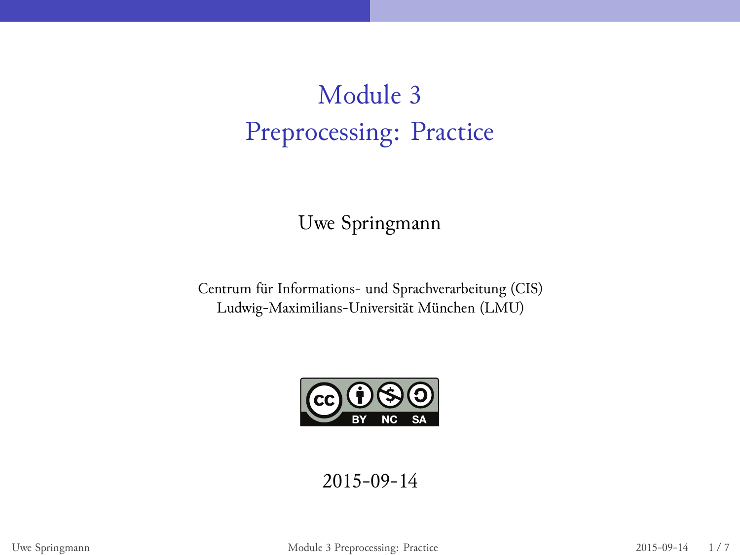# Module 3
# Preprocessing: Practice

Uwe Springmann

Centrum für Informations- und Sprachverarbeitung (CIS)
Ludwig-Maximilians-Universität München (LMU)

2015-09-14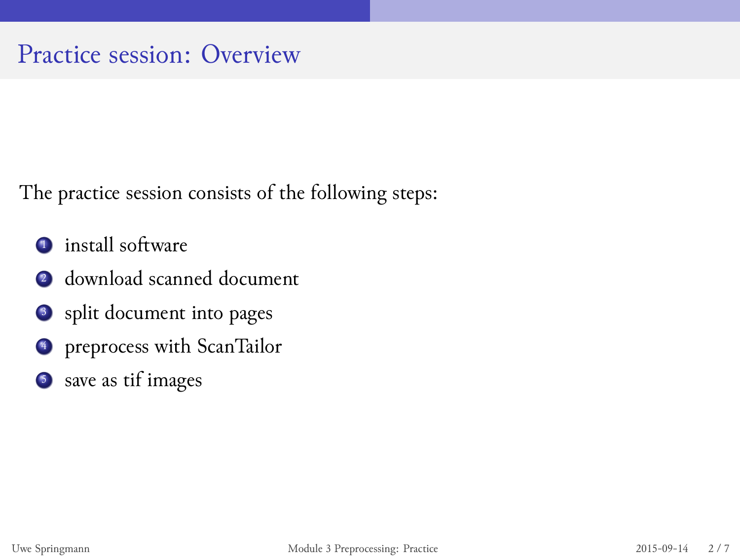# Practice session: Overview

The practice session consists of the following steps:

1. install software
2. download scanned document
3. split document into pages
4. preprocess with ScanTailor
5. save as tif images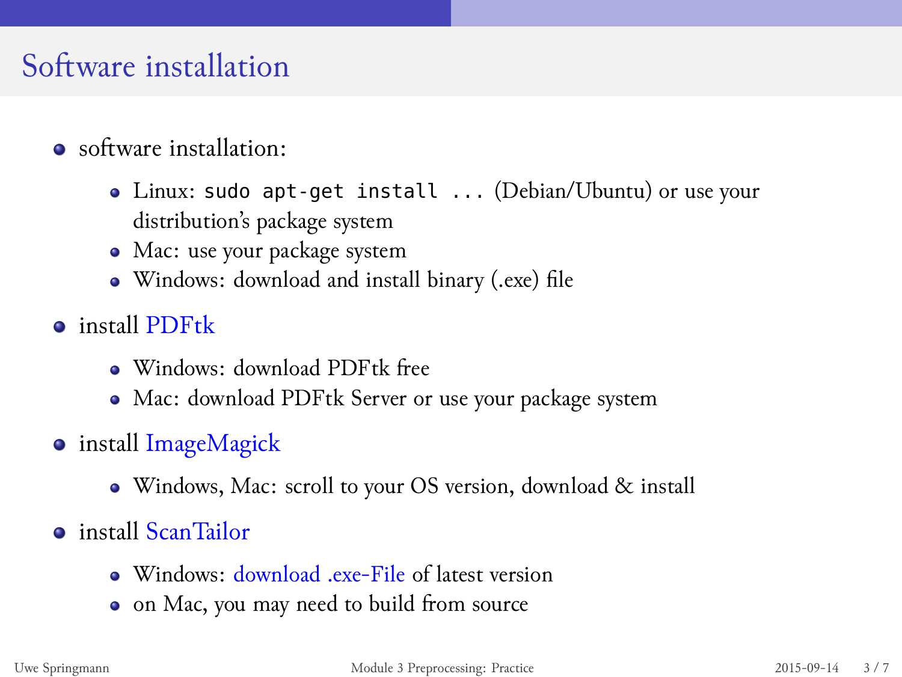# Software installation

- software installation:
  - Linux: `sudo apt-get install ...` (Debian/Ubuntu) or use your distribution's package system
  - Mac: use your package system
  - Windows: download and install binary (.exe) file
- install PDFtk
  - Windows: download PDFtk free
  - Mac: download PDFtk Server or use your package system
- install ImageMagick
  - Windows, Mac: scroll to your OS version, download & install
- install ScanTailor
  - Windows: download .exe-File of latest version
  - on Mac, you may need to build from source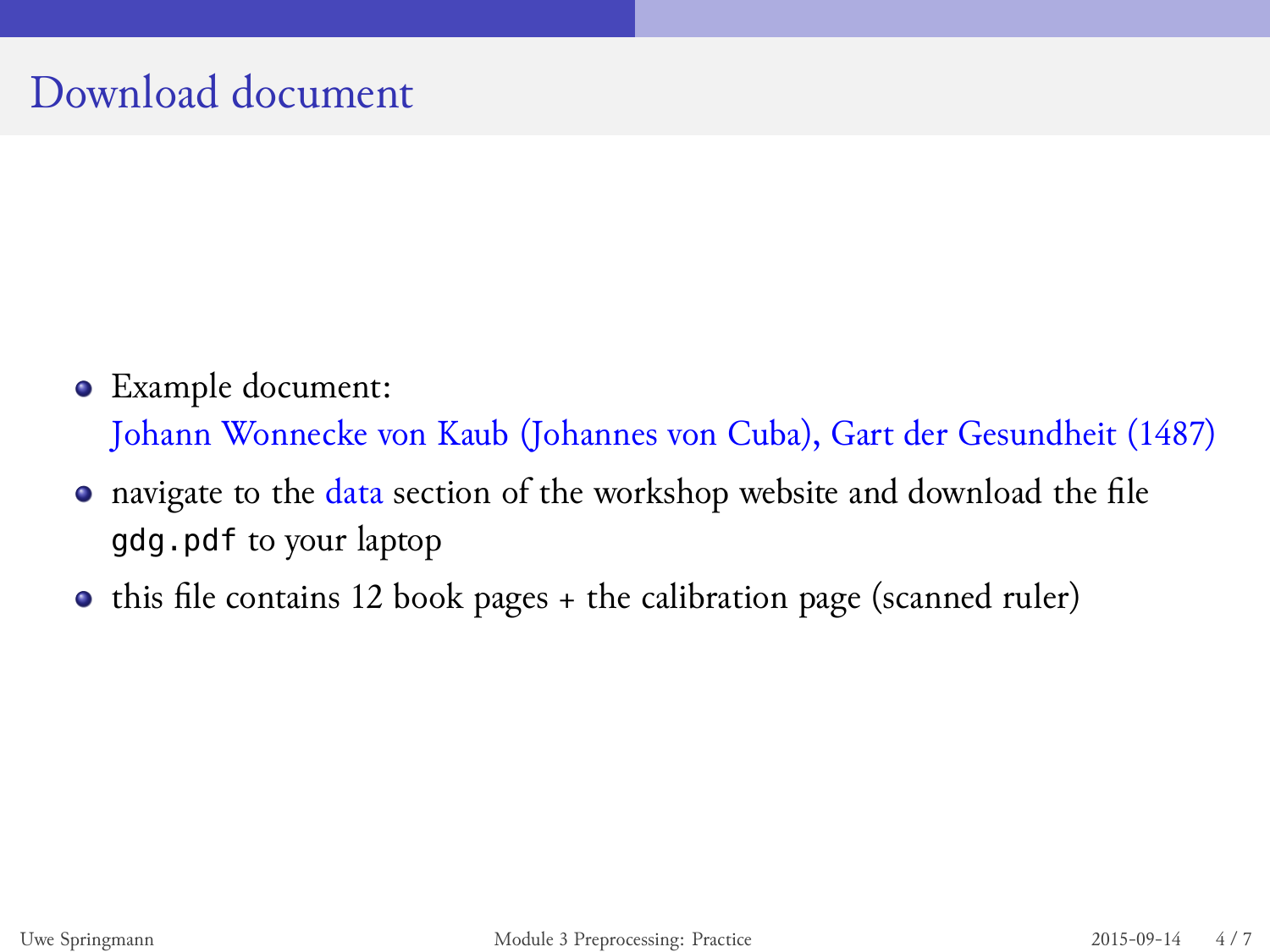# Download document

- Example document:
  Johann Wonnecke von Kaub (Johannes von Cuba), Gart der Gesundheit (1487)
- navigate to the data section of the workshop website and download the file `gdg.pdf` to your laptop
- this file contains 12 book pages + the calibration page (scanned ruler)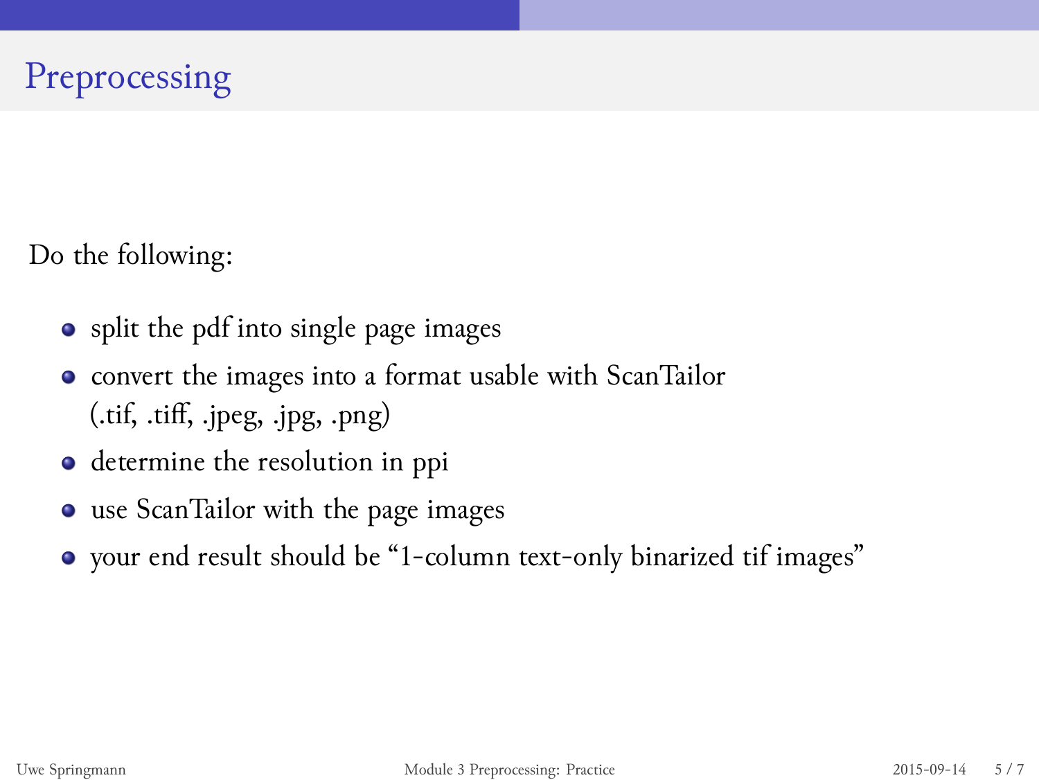# Preprocessing

Do the following:

- split the pdf into single page images
- convert the images into a format usable with ScanTailor (.tif, .tiff, .jpeg, .jpg, .png)
- determine the resolution in ppi
- use ScanTailor with the page images
- your end result should be "1-column text-only binarized tif images"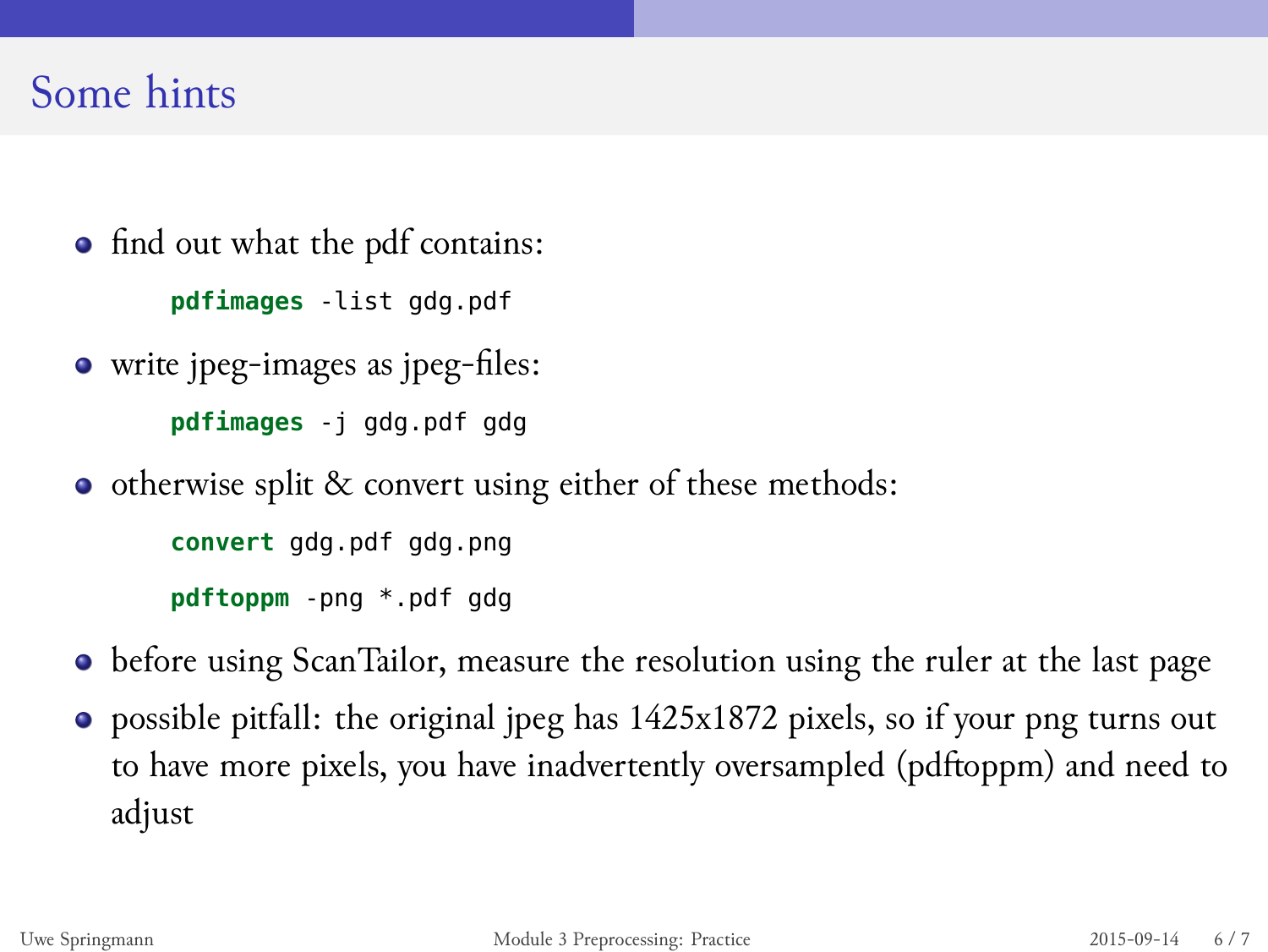# Some hints

- find out what the pdf contains:

```
pdfimages -list gdg.pdf
```

- write jpeg-images as jpeg-files:

```
pdfimages -j gdg.pdf gdg
```

- otherwise split & convert using either of these methods:

```
convert gdg.pdf gdg.png
```

```
pdftoppm -png *.pdf gdg
```

- before using ScanTailor, measure the resolution using the ruler at the last page
- possible pitfall: the original jpeg has 1425x1872 pixels, so if your png turns out to have more pixels, you have inadvertently oversampled (pdftoppm) and need to adjust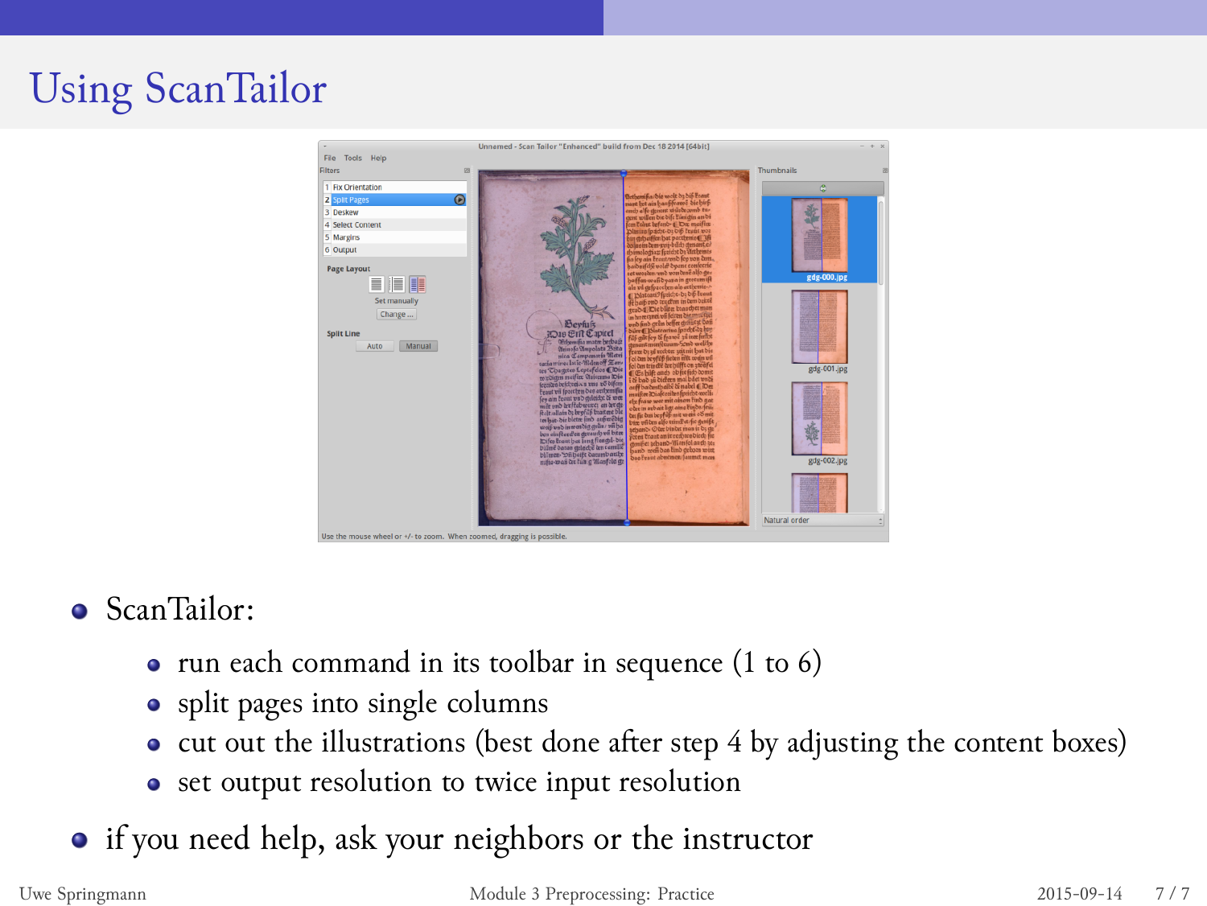# Using ScanTailor

- ScanTailor:
  - run each command in its toolbar in sequence (1 to 6)
  - split pages into single columns
  - cut out the illustrations (best done after step 4 by adjusting the content boxes)
  - set output resolution to twice input resolution
- if you need help, ask your neighbors or the instructor